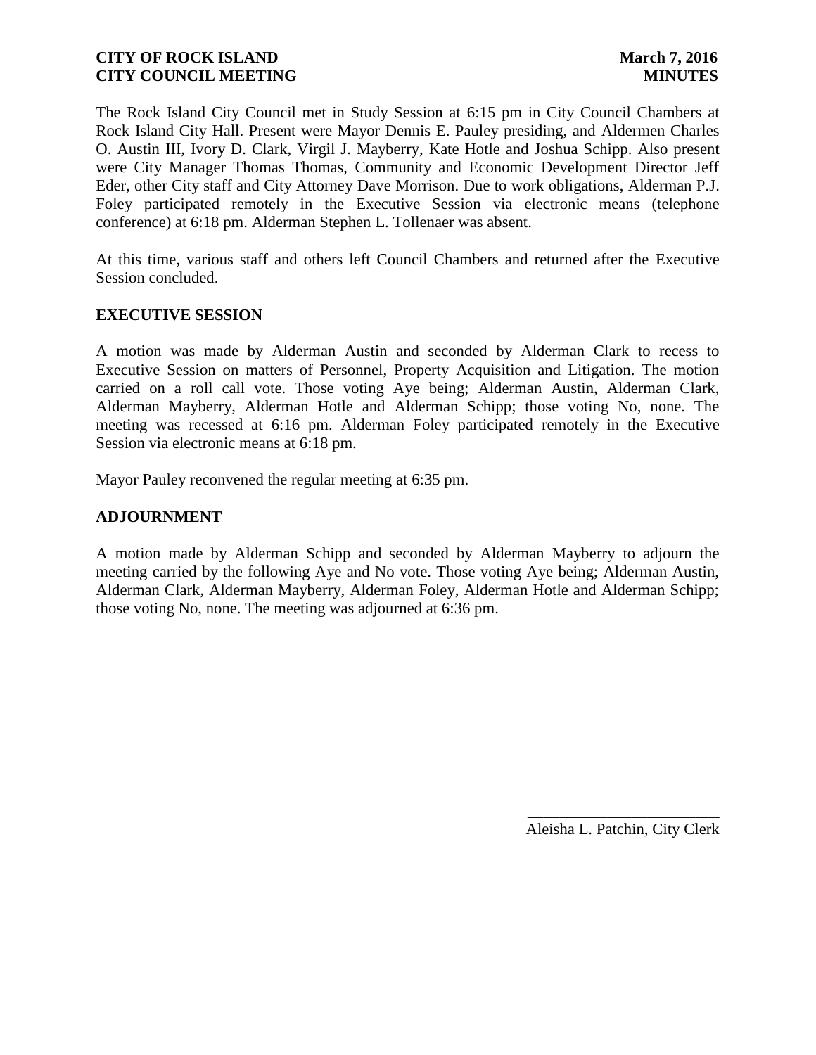**CITY OF ROCK ISLAND** **March 7, 2016**
**CITY COUNCIL MEETING** **MINUTES**

The Rock Island City Council met in Study Session at 6:15 pm in City Council Chambers at Rock Island City Hall. Present were Mayor Dennis E. Pauley presiding, and Aldermen Charles O. Austin III, Ivory D. Clark, Virgil J. Mayberry, Kate Hotle and Joshua Schipp. Also present were City Manager Thomas Thomas, Community and Economic Development Director Jeff Eder, other City staff and City Attorney Dave Morrison. Due to work obligations, Alderman P.J. Foley participated remotely in the Executive Session via electronic means (telephone conference) at 6:18 pm. Alderman Stephen L. Tollenaer was absent.

At this time, various staff and others left Council Chambers and returned after the Executive Session concluded.

## EXECUTIVE SESSION

A motion was made by Alderman Austin and seconded by Alderman Clark to recess to Executive Session on matters of Personnel, Property Acquisition and Litigation. The motion carried on a roll call vote. Those voting Aye being; Alderman Austin, Alderman Clark, Alderman Mayberry, Alderman Hotle and Alderman Schipp; those voting No, none. The meeting was recessed at 6:16 pm. Alderman Foley participated remotely in the Executive Session via electronic means at 6:18 pm.

Mayor Pauley reconvened the regular meeting at 6:35 pm.

## ADJOURNMENT

A motion made by Alderman Schipp and seconded by Alderman Mayberry to adjourn the meeting carried by the following Aye and No vote. Those voting Aye being; Alderman Austin, Alderman Clark, Alderman Mayberry, Alderman Foley, Alderman Hotle and Alderman Schipp; those voting No, none. The meeting was adjourned at 6:36 pm.

\_\_\_\_\_\_\_\_\_\_\_\_\_\_\_\_\_\_\_\_\_\_\_\_

Aleisha L. Patchin, City Clerk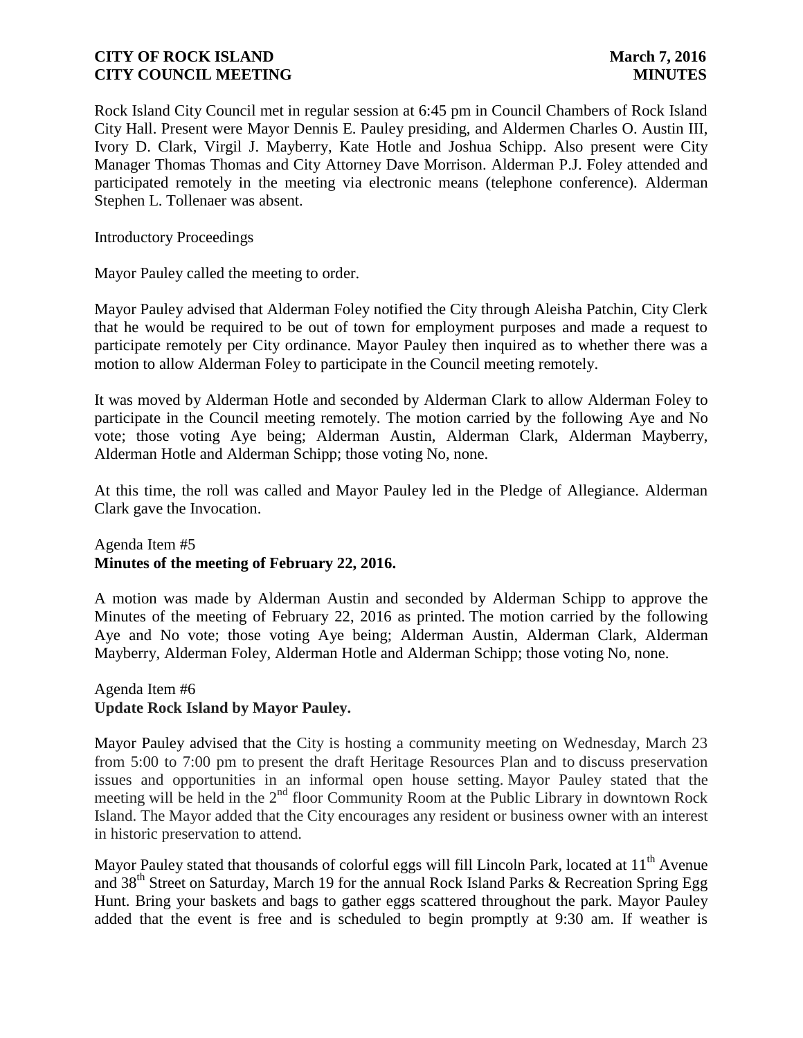Rock Island City Council met in regular session at 6:45 pm in Council Chambers of Rock Island City Hall. Present were Mayor Dennis E. Pauley presiding, and Aldermen Charles O. Austin III, Ivory D. Clark, Virgil J. Mayberry, Kate Hotle and Joshua Schipp. Also present were City Manager Thomas Thomas and City Attorney Dave Morrison. Alderman P.J. Foley attended and participated remotely in the meeting via electronic means (telephone conference). Alderman Stephen L. Tollenaer was absent.

Introductory Proceedings

Mayor Pauley called the meeting to order.

Mayor Pauley advised that Alderman Foley notified the City through Aleisha Patchin, City Clerk that he would be required to be out of town for employment purposes and made a request to participate remotely per City ordinance. Mayor Pauley then inquired as to whether there was a motion to allow Alderman Foley to participate in the Council meeting remotely.

It was moved by Alderman Hotle and seconded by Alderman Clark to allow Alderman Foley to participate in the Council meeting remotely. The motion carried by the following Aye and No vote; those voting Aye being; Alderman Austin, Alderman Clark, Alderman Mayberry, Alderman Hotle and Alderman Schipp; those voting No, none.

At this time, the roll was called and Mayor Pauley led in the Pledge of Allegiance. Alderman Clark gave the Invocation.

Agenda Item #5
**Minutes of the meeting of February 22, 2016.**

A motion was made by Alderman Austin and seconded by Alderman Schipp to approve the Minutes of the meeting of February 22, 2016 as printed. The motion carried by the following Aye and No vote; those voting Aye being; Alderman Austin, Alderman Clark, Alderman Mayberry, Alderman Foley, Alderman Hotle and Alderman Schipp; those voting No, none.

Agenda Item #6
**Update Rock Island by Mayor Pauley.**

Mayor Pauley advised that the City is hosting a community meeting on Wednesday, March 23 from 5:00 to 7:00 pm to present the draft Heritage Resources Plan and to discuss preservation issues and opportunities in an informal open house setting. Mayor Pauley stated that the meeting will be held in the 2nd floor Community Room at the Public Library in downtown Rock Island. The Mayor added that the City encourages any resident or business owner with an interest in historic preservation to attend.

Mayor Pauley stated that thousands of colorful eggs will fill Lincoln Park, located at 11th Avenue and 38th Street on Saturday, March 19 for the annual Rock Island Parks & Recreation Spring Egg Hunt. Bring your baskets and bags to gather eggs scattered throughout the park. Mayor Pauley added that the event is free and is scheduled to begin promptly at 9:30 am. If weather is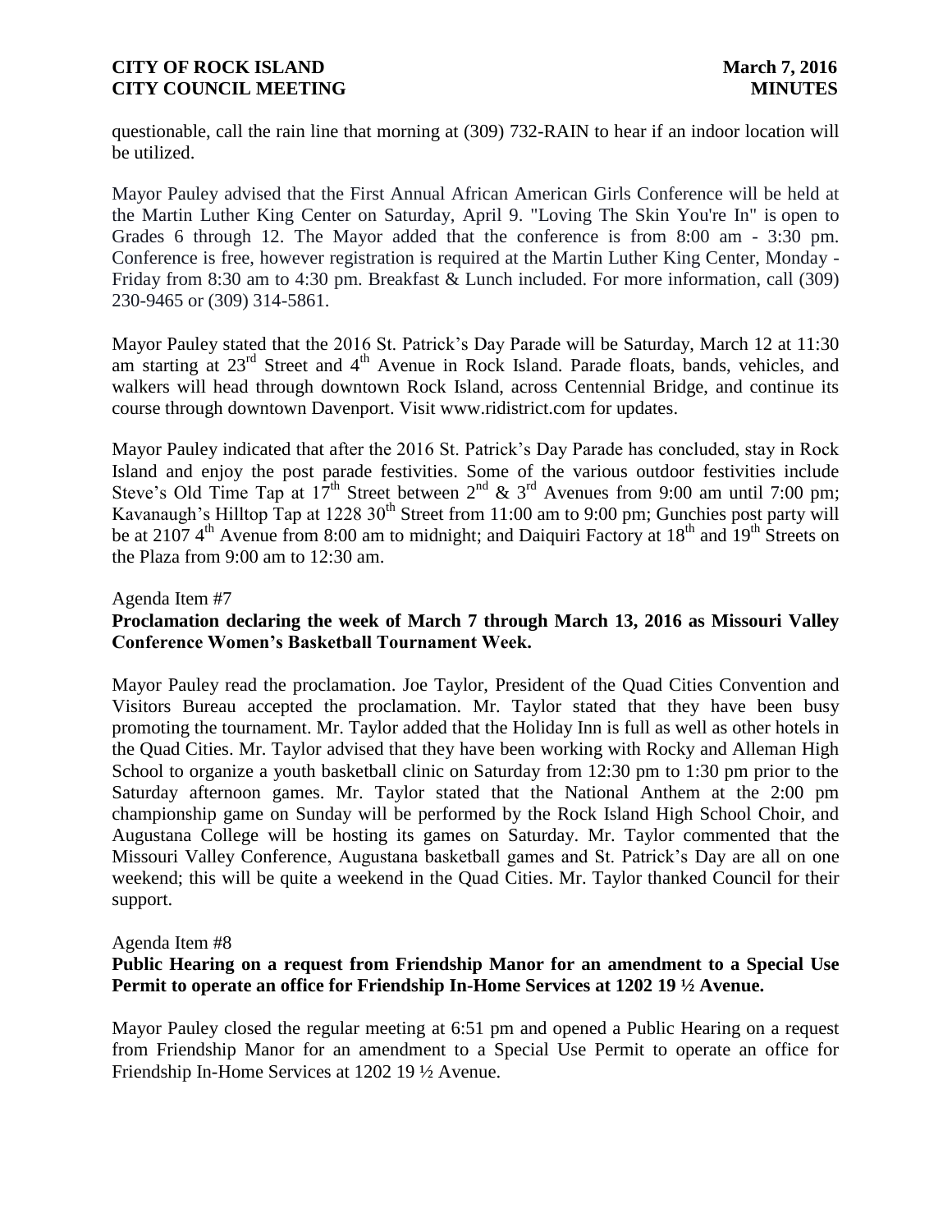questionable, call the rain line that morning at (309) 732-RAIN to hear if an indoor location will be utilized.

Mayor Pauley advised that the First Annual African American Girls Conference will be held at the Martin Luther King Center on Saturday, April 9. "Loving The Skin You're In" is open to Grades 6 through 12. The Mayor added that the conference is from 8:00 am - 3:30 pm. Conference is free, however registration is required at the Martin Luther King Center, Monday - Friday from 8:30 am to 4:30 pm. Breakfast & Lunch included. For more information, call (309) 230-9465 or (309) 314-5861.

Mayor Pauley stated that the 2016 St. Patrick's Day Parade will be Saturday, March 12 at 11:30 am starting at 23rd Street and 4th Avenue in Rock Island. Parade floats, bands, vehicles, and walkers will head through downtown Rock Island, across Centennial Bridge, and continue its course through downtown Davenport. Visit www.ridistrict.com for updates.

Mayor Pauley indicated that after the 2016 St. Patrick's Day Parade has concluded, stay in Rock Island and enjoy the post parade festivities. Some of the various outdoor festivities include Steve's Old Time Tap at 17th Street between 2nd & 3rd Avenues from 9:00 am until 7:00 pm; Kavanaugh's Hilltop Tap at 1228 30th Street from 11:00 am to 9:00 pm; Gunchies post party will be at 2107 4th Avenue from 8:00 am to midnight; and Daiquiri Factory at 18th and 19th Streets on the Plaza from 9:00 am to 12:30 am.

Agenda Item #7

**Proclamation declaring the week of March 7 through March 13, 2016 as Missouri Valley Conference Women's Basketball Tournament Week.**

Mayor Pauley read the proclamation. Joe Taylor, President of the Quad Cities Convention and Visitors Bureau accepted the proclamation. Mr. Taylor stated that they have been busy promoting the tournament. Mr. Taylor added that the Holiday Inn is full as well as other hotels in the Quad Cities. Mr. Taylor advised that they have been working with Rocky and Alleman High School to organize a youth basketball clinic on Saturday from 12:30 pm to 1:30 pm prior to the Saturday afternoon games. Mr. Taylor stated that the National Anthem at the 2:00 pm championship game on Sunday will be performed by the Rock Island High School Choir, and Augustana College will be hosting its games on Saturday. Mr. Taylor commented that the Missouri Valley Conference, Augustana basketball games and St. Patrick's Day are all on one weekend; this will be quite a weekend in the Quad Cities. Mr. Taylor thanked Council for their support.

Agenda Item #8

**Public Hearing on a request from Friendship Manor for an amendment to a Special Use Permit to operate an office for Friendship In-Home Services at 1202 19 ½ Avenue.**

Mayor Pauley closed the regular meeting at 6:51 pm and opened a Public Hearing on a request from Friendship Manor for an amendment to a Special Use Permit to operate an office for Friendship In-Home Services at 1202 19 ½ Avenue.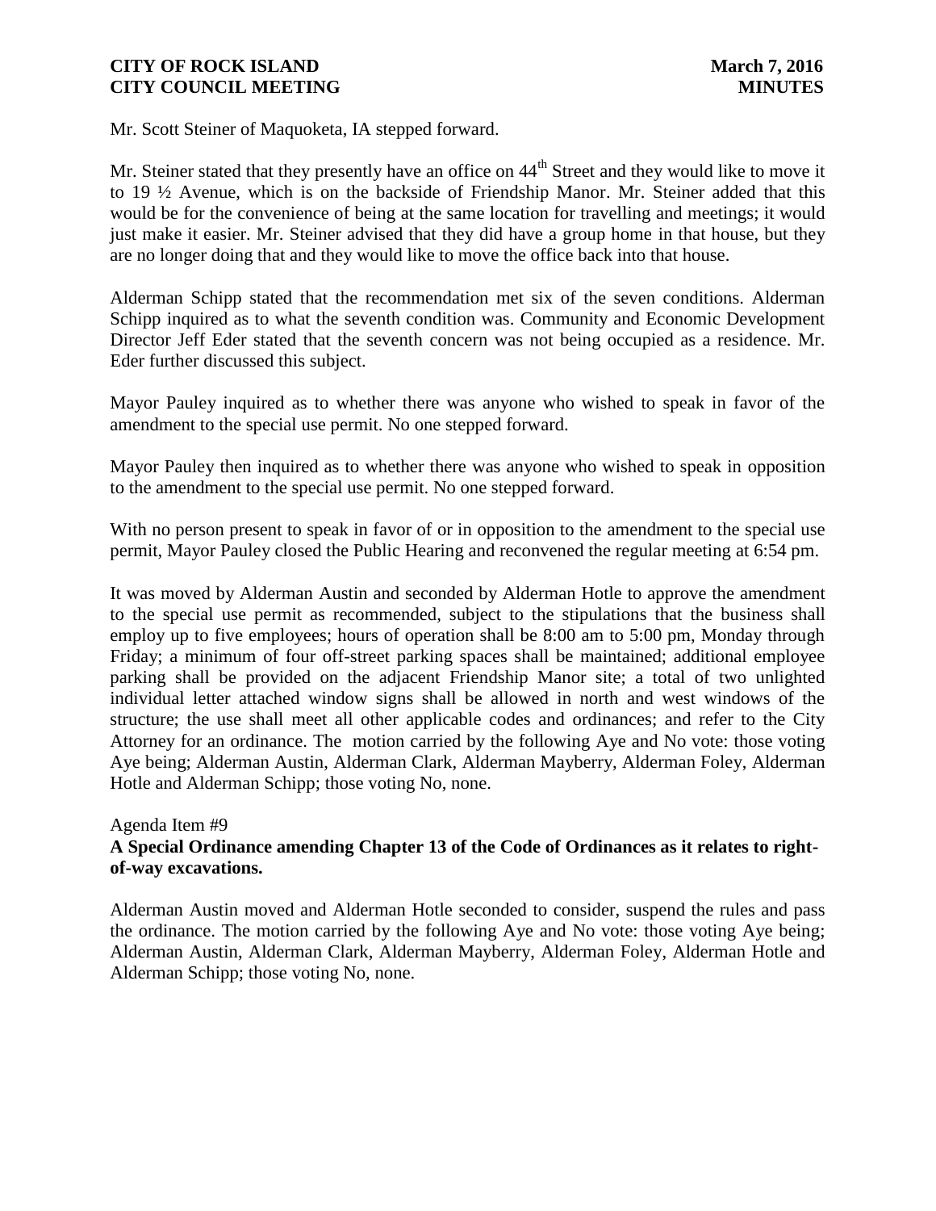Mr. Scott Steiner of Maquoketa, IA stepped forward.

Mr. Steiner stated that they presently have an office on 44th Street and they would like to move it to 19 ½ Avenue, which is on the backside of Friendship Manor. Mr. Steiner added that this would be for the convenience of being at the same location for travelling and meetings; it would just make it easier. Mr. Steiner advised that they did have a group home in that house, but they are no longer doing that and they would like to move the office back into that house.

Alderman Schipp stated that the recommendation met six of the seven conditions. Alderman Schipp inquired as to what the seventh condition was. Community and Economic Development Director Jeff Eder stated that the seventh concern was not being occupied as a residence. Mr. Eder further discussed this subject.

Mayor Pauley inquired as to whether there was anyone who wished to speak in favor of the amendment to the special use permit. No one stepped forward.

Mayor Pauley then inquired as to whether there was anyone who wished to speak in opposition to the amendment to the special use permit. No one stepped forward.

With no person present to speak in favor of or in opposition to the amendment to the special use permit, Mayor Pauley closed the Public Hearing and reconvened the regular meeting at 6:54 pm.

It was moved by Alderman Austin and seconded by Alderman Hotle to approve the amendment to the special use permit as recommended, subject to the stipulations that the business shall employ up to five employees; hours of operation shall be 8:00 am to 5:00 pm, Monday through Friday; a minimum of four off-street parking spaces shall be maintained; additional employee parking shall be provided on the adjacent Friendship Manor site; a total of two unlighted individual letter attached window signs shall be allowed in north and west windows of the structure; the use shall meet all other applicable codes and ordinances; and refer to the City Attorney for an ordinance. The motion carried by the following Aye and No vote: those voting Aye being; Alderman Austin, Alderman Clark, Alderman Mayberry, Alderman Foley, Alderman Hotle and Alderman Schipp; those voting No, none.

Agenda Item #9

**A Special Ordinance amending Chapter 13 of the Code of Ordinances as it relates to right-of-way excavations.**

Alderman Austin moved and Alderman Hotle seconded to consider, suspend the rules and pass the ordinance. The motion carried by the following Aye and No vote: those voting Aye being; Alderman Austin, Alderman Clark, Alderman Mayberry, Alderman Foley, Alderman Hotle and Alderman Schipp; those voting No, none.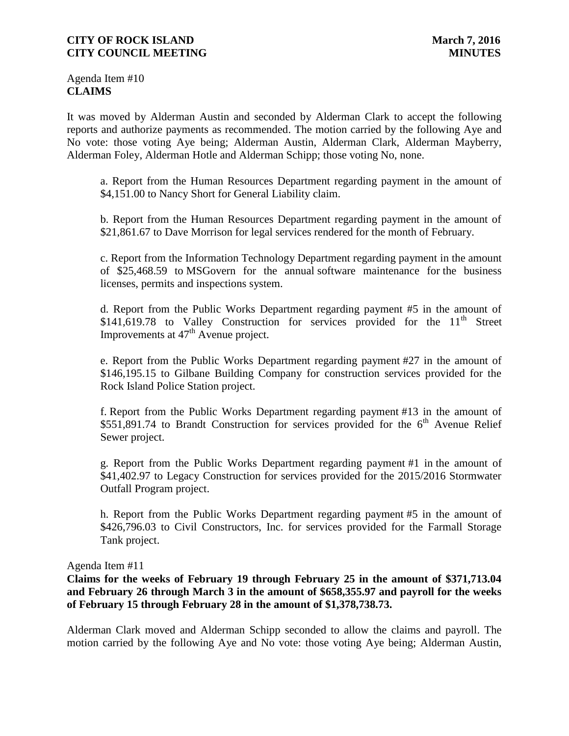Agenda Item #10
**CLAIMS**

It was moved by Alderman Austin and seconded by Alderman Clark to accept the following reports and authorize payments as recommended. The motion carried by the following Aye and No vote: those voting Aye being; Alderman Austin, Alderman Clark, Alderman Mayberry, Alderman Foley, Alderman Hotle and Alderman Schipp; those voting No, none.

a. Report from the Human Resources Department regarding payment in the amount of $4,151.00 to Nancy Short for General Liability claim.

b. Report from the Human Resources Department regarding payment in the amount of $21,861.67 to Dave Morrison for legal services rendered for the month of February.

c. Report from the Information Technology Department regarding payment in the amount of $25,468.59 to MSGovern for the annual software maintenance for the business licenses, permits and inspections system.

d. Report from the Public Works Department regarding payment #5 in the amount of $141,619.78 to Valley Construction for services provided for the 11th Street Improvements at 47th Avenue project.

e. Report from the Public Works Department regarding payment #27 in the amount of $146,195.15 to Gilbane Building Company for construction services provided for the Rock Island Police Station project.

f. Report from the Public Works Department regarding payment #13 in the amount of $551,891.74 to Brandt Construction for services provided for the 6th Avenue Relief Sewer project.

g. Report from the Public Works Department regarding payment #1 in the amount of $41,402.97 to Legacy Construction for services provided for the 2015/2016 Stormwater Outfall Program project.

h. Report from the Public Works Department regarding payment #5 in the amount of $426,796.03 to Civil Constructors, Inc. for services provided for the Farmall Storage Tank project.

Agenda Item #11
**Claims for the weeks of February 19 through February 25 in the amount of $371,713.04 and February 26 through March 3 in the amount of $658,355.97 and payroll for the weeks of February 15 through February 28 in the amount of $1,378,738.73.**

Alderman Clark moved and Alderman Schipp seconded to allow the claims and payroll. The motion carried by the following Aye and No vote: those voting Aye being; Alderman Austin,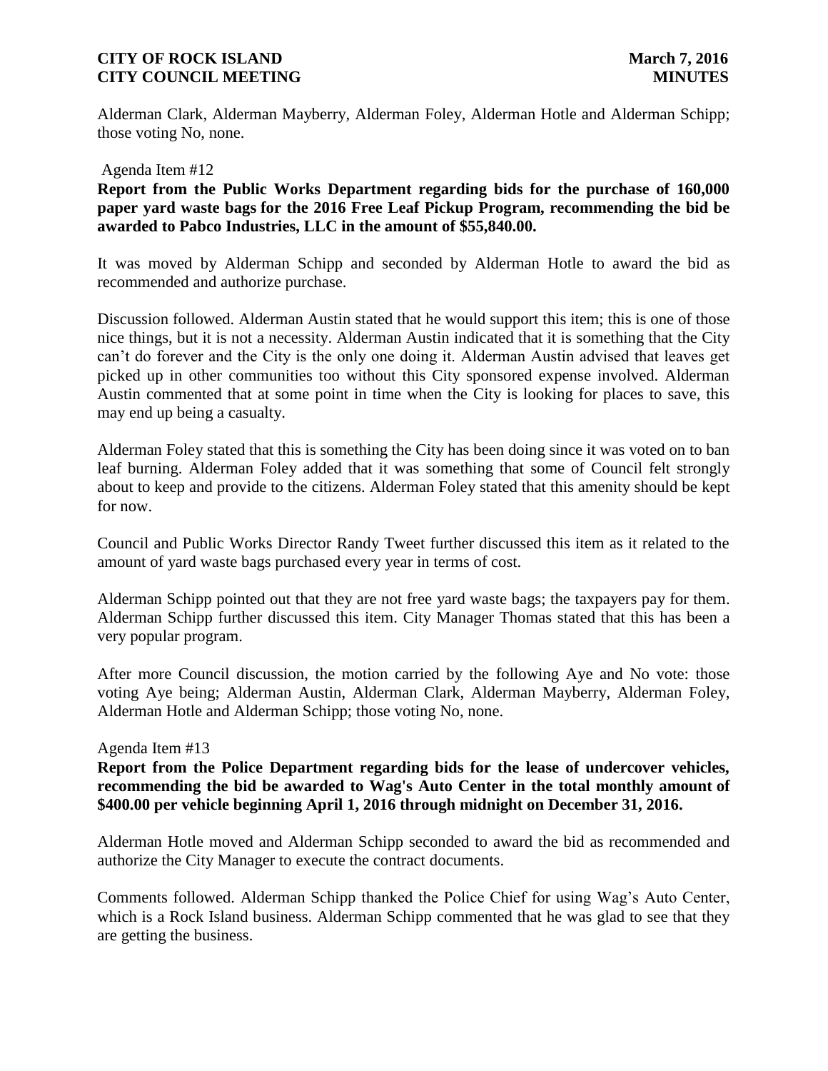Alderman Clark, Alderman Mayberry, Alderman Foley, Alderman Hotle and Alderman Schipp; those voting No, none.

Agenda Item #12

**Report from the Public Works Department regarding bids for the purchase of 160,000 paper yard waste bags for the 2016 Free Leaf Pickup Program, recommending the bid be awarded to Pabco Industries, LLC in the amount of $55,840.00.**

It was moved by Alderman Schipp and seconded by Alderman Hotle to award the bid as recommended and authorize purchase.

Discussion followed. Alderman Austin stated that he would support this item; this is one of those nice things, but it is not a necessity. Alderman Austin indicated that it is something that the City can't do forever and the City is the only one doing it. Alderman Austin advised that leaves get picked up in other communities too without this City sponsored expense involved. Alderman Austin commented that at some point in time when the City is looking for places to save, this may end up being a casualty.

Alderman Foley stated that this is something the City has been doing since it was voted on to ban leaf burning. Alderman Foley added that it was something that some of Council felt strongly about to keep and provide to the citizens. Alderman Foley stated that this amenity should be kept for now.

Council and Public Works Director Randy Tweet further discussed this item as it related to the amount of yard waste bags purchased every year in terms of cost.

Alderman Schipp pointed out that they are not free yard waste bags; the taxpayers pay for them. Alderman Schipp further discussed this item. City Manager Thomas stated that this has been a very popular program.

After more Council discussion, the motion carried by the following Aye and No vote: those voting Aye being; Alderman Austin, Alderman Clark, Alderman Mayberry, Alderman Foley, Alderman Hotle and Alderman Schipp; those voting No, none.

Agenda Item #13

**Report from the Police Department regarding bids for the lease of undercover vehicles, recommending the bid be awarded to Wag's Auto Center in the total monthly amount of $400.00 per vehicle beginning April 1, 2016 through midnight on December 31, 2016.**

Alderman Hotle moved and Alderman Schipp seconded to award the bid as recommended and authorize the City Manager to execute the contract documents.

Comments followed. Alderman Schipp thanked the Police Chief for using Wag's Auto Center, which is a Rock Island business. Alderman Schipp commented that he was glad to see that they are getting the business.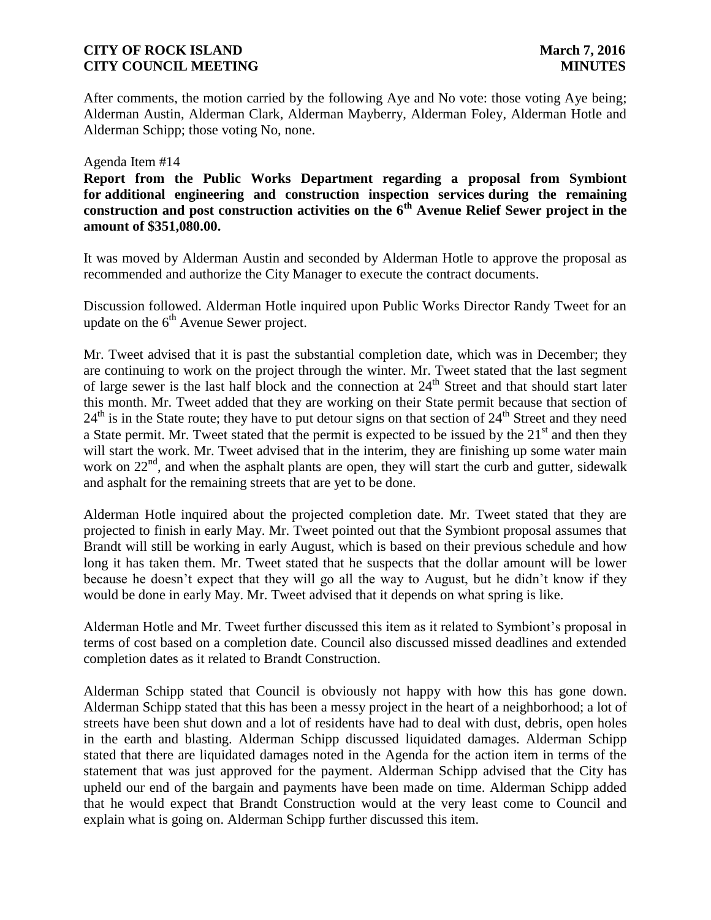After comments, the motion carried by the following Aye and No vote: those voting Aye being; Alderman Austin, Alderman Clark, Alderman Mayberry, Alderman Foley, Alderman Hotle and Alderman Schipp; those voting No, none.

Agenda Item #14

**Report from the Public Works Department regarding a proposal from Symbiont for additional engineering and construction inspection services during the remaining construction and post construction activities on the 6th Avenue Relief Sewer project in the amount of $351,080.00.**

It was moved by Alderman Austin and seconded by Alderman Hotle to approve the proposal as recommended and authorize the City Manager to execute the contract documents.

Discussion followed. Alderman Hotle inquired upon Public Works Director Randy Tweet for an update on the 6th Avenue Sewer project.

Mr. Tweet advised that it is past the substantial completion date, which was in December; they are continuing to work on the project through the winter. Mr. Tweet stated that the last segment of large sewer is the last half block and the connection at 24th Street and that should start later this month. Mr. Tweet added that they are working on their State permit because that section of 24th is in the State route; they have to put detour signs on that section of 24th Street and they need a State permit. Mr. Tweet stated that the permit is expected to be issued by the 21st and then they will start the work. Mr. Tweet advised that in the interim, they are finishing up some water main work on 22nd, and when the asphalt plants are open, they will start the curb and gutter, sidewalk and asphalt for the remaining streets that are yet to be done.

Alderman Hotle inquired about the projected completion date. Mr. Tweet stated that they are projected to finish in early May. Mr. Tweet pointed out that the Symbiont proposal assumes that Brandt will still be working in early August, which is based on their previous schedule and how long it has taken them. Mr. Tweet stated that he suspects that the dollar amount will be lower because he doesn't expect that they will go all the way to August, but he didn't know if they would be done in early May. Mr. Tweet advised that it depends on what spring is like.

Alderman Hotle and Mr. Tweet further discussed this item as it related to Symbiont's proposal in terms of cost based on a completion date. Council also discussed missed deadlines and extended completion dates as it related to Brandt Construction.

Alderman Schipp stated that Council is obviously not happy with how this has gone down. Alderman Schipp stated that this has been a messy project in the heart of a neighborhood; a lot of streets have been shut down and a lot of residents have had to deal with dust, debris, open holes in the earth and blasting. Alderman Schipp discussed liquidated damages. Alderman Schipp stated that there are liquidated damages noted in the Agenda for the action item in terms of the statement that was just approved for the payment. Alderman Schipp advised that the City has upheld our end of the bargain and payments have been made on time. Alderman Schipp added that he would expect that Brandt Construction would at the very least come to Council and explain what is going on. Alderman Schipp further discussed this item.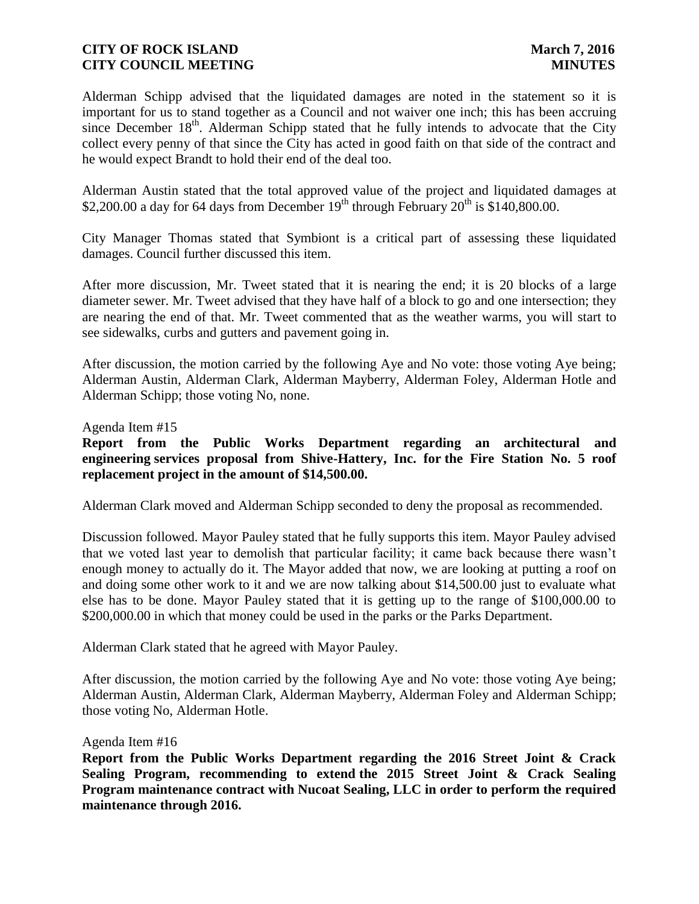Alderman Schipp advised that the liquidated damages are noted in the statement so it is important for us to stand together as a Council and not waiver one inch; this has been accruing since December 18th. Alderman Schipp stated that he fully intends to advocate that the City collect every penny of that since the City has acted in good faith on that side of the contract and he would expect Brandt to hold their end of the deal too.

Alderman Austin stated that the total approved value of the project and liquidated damages at $2,200.00 a day for 64 days from December 19th through February 20th is $140,800.00.

City Manager Thomas stated that Symbiont is a critical part of assessing these liquidated damages. Council further discussed this item.

After more discussion, Mr. Tweet stated that it is nearing the end; it is 20 blocks of a large diameter sewer. Mr. Tweet advised that they have half of a block to go and one intersection; they are nearing the end of that. Mr. Tweet commented that as the weather warms, you will start to see sidewalks, curbs and gutters and pavement going in.

After discussion, the motion carried by the following Aye and No vote: those voting Aye being; Alderman Austin, Alderman Clark, Alderman Mayberry, Alderman Foley, Alderman Hotle and Alderman Schipp; those voting No, none.

Agenda Item #15

**Report from the Public Works Department regarding an architectural and engineering services proposal from Shive-Hattery, Inc. for the Fire Station No. 5 roof replacement project in the amount of $14,500.00.**

Alderman Clark moved and Alderman Schipp seconded to deny the proposal as recommended.

Discussion followed. Mayor Pauley stated that he fully supports this item. Mayor Pauley advised that we voted last year to demolish that particular facility; it came back because there wasn't enough money to actually do it. The Mayor added that now, we are looking at putting a roof on and doing some other work to it and we are now talking about $14,500.00 just to evaluate what else has to be done. Mayor Pauley stated that it is getting up to the range of $100,000.00 to $200,000.00 in which that money could be used in the parks or the Parks Department.

Alderman Clark stated that he agreed with Mayor Pauley.

After discussion, the motion carried by the following Aye and No vote: those voting Aye being; Alderman Austin, Alderman Clark, Alderman Mayberry, Alderman Foley and Alderman Schipp; those voting No, Alderman Hotle.

Agenda Item #16

**Report from the Public Works Department regarding the 2016 Street Joint & Crack Sealing Program, recommending to extend the 2015 Street Joint & Crack Sealing Program maintenance contract with Nucoat Sealing, LLC in order to perform the required maintenance through 2016.**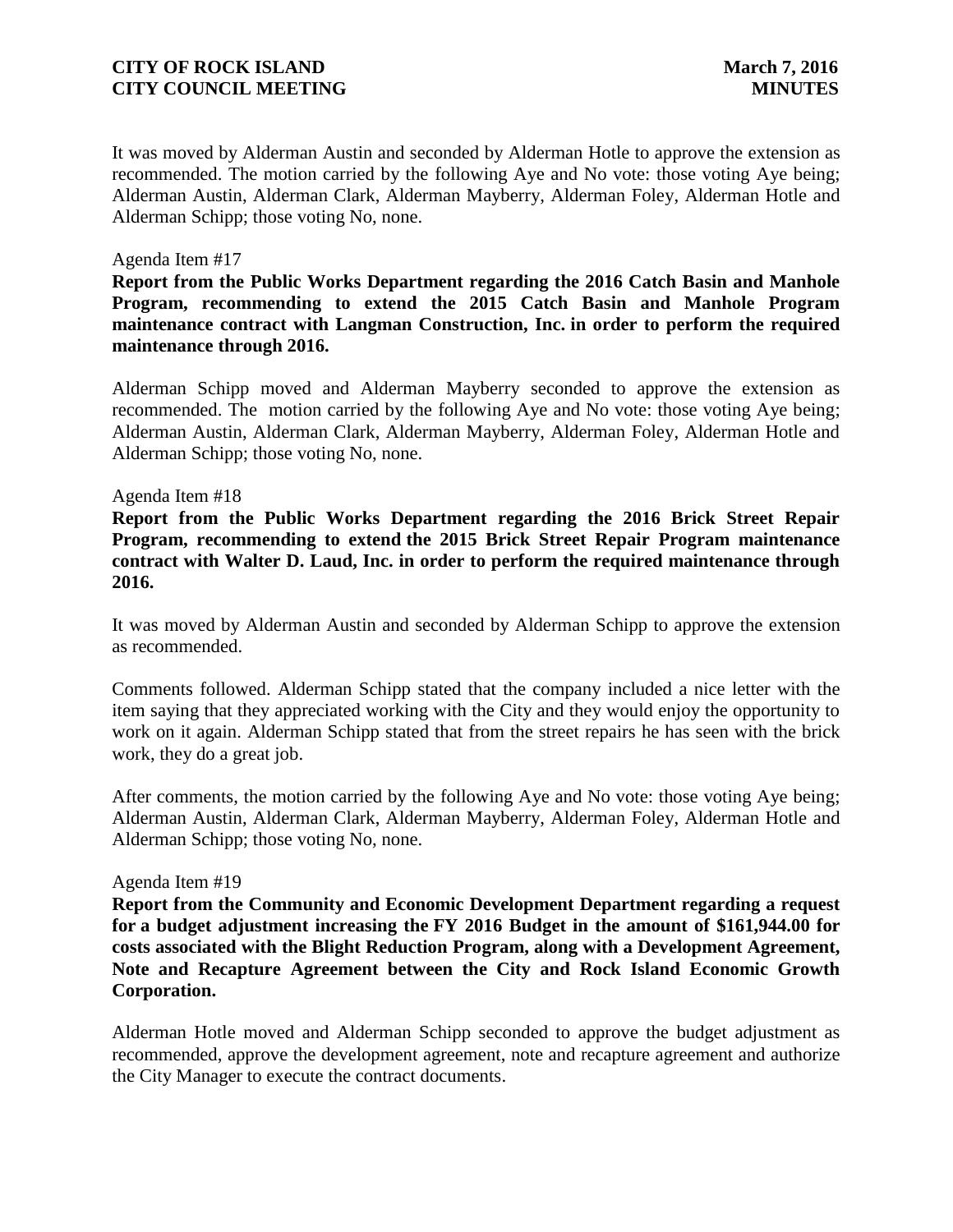It was moved by Alderman Austin and seconded by Alderman Hotle to approve the extension as recommended. The motion carried by the following Aye and No vote: those voting Aye being; Alderman Austin, Alderman Clark, Alderman Mayberry, Alderman Foley, Alderman Hotle and Alderman Schipp; those voting No, none.

Agenda Item #17

**Report from the Public Works Department regarding the 2016 Catch Basin and Manhole Program, recommending to extend the 2015 Catch Basin and Manhole Program maintenance contract with Langman Construction, Inc. in order to perform the required maintenance through 2016.**

Alderman Schipp moved and Alderman Mayberry seconded to approve the extension as recommended. The motion carried by the following Aye and No vote: those voting Aye being; Alderman Austin, Alderman Clark, Alderman Mayberry, Alderman Foley, Alderman Hotle and Alderman Schipp; those voting No, none.

Agenda Item #18

**Report from the Public Works Department regarding the 2016 Brick Street Repair Program, recommending to extend the 2015 Brick Street Repair Program maintenance contract with Walter D. Laud, Inc. in order to perform the required maintenance through 2016.**

It was moved by Alderman Austin and seconded by Alderman Schipp to approve the extension as recommended.

Comments followed. Alderman Schipp stated that the company included a nice letter with the item saying that they appreciated working with the City and they would enjoy the opportunity to work on it again. Alderman Schipp stated that from the street repairs he has seen with the brick work, they do a great job.

After comments, the motion carried by the following Aye and No vote: those voting Aye being; Alderman Austin, Alderman Clark, Alderman Mayberry, Alderman Foley, Alderman Hotle and Alderman Schipp; those voting No, none.

Agenda Item #19

**Report from the Community and Economic Development Department regarding a request for a budget adjustment increasing the FY 2016 Budget in the amount of $161,944.00 for costs associated with the Blight Reduction Program, along with a Development Agreement, Note and Recapture Agreement between the City and Rock Island Economic Growth Corporation.**

Alderman Hotle moved and Alderman Schipp seconded to approve the budget adjustment as recommended, approve the development agreement, note and recapture agreement and authorize the City Manager to execute the contract documents.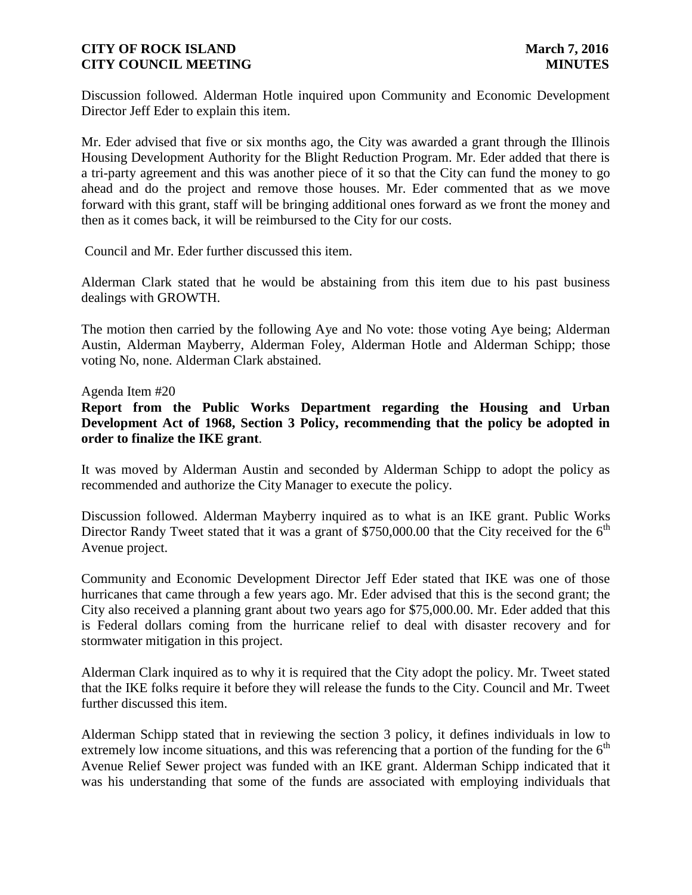Discussion followed. Alderman Hotle inquired upon Community and Economic Development Director Jeff Eder to explain this item.

Mr. Eder advised that five or six months ago, the City was awarded a grant through the Illinois Housing Development Authority for the Blight Reduction Program. Mr. Eder added that there is a tri-party agreement and this was another piece of it so that the City can fund the money to go ahead and do the project and remove those houses. Mr. Eder commented that as we move forward with this grant, staff will be bringing additional ones forward as we front the money and then as it comes back, it will be reimbursed to the City for our costs.

Council and Mr. Eder further discussed this item.

Alderman Clark stated that he would be abstaining from this item due to his past business dealings with GROWTH.

The motion then carried by the following Aye and No vote: those voting Aye being; Alderman Austin, Alderman Mayberry, Alderman Foley, Alderman Hotle and Alderman Schipp; those voting No, none. Alderman Clark abstained.

Agenda Item #20

**Report from the Public Works Department regarding the Housing and Urban Development Act of 1968, Section 3 Policy, recommending that the policy be adopted in order to finalize the IKE grant**.

It was moved by Alderman Austin and seconded by Alderman Schipp to adopt the policy as recommended and authorize the City Manager to execute the policy.

Discussion followed. Alderman Mayberry inquired as to what is an IKE grant. Public Works Director Randy Tweet stated that it was a grant of $750,000.00 that the City received for the 6th Avenue project.

Community and Economic Development Director Jeff Eder stated that IKE was one of those hurricanes that came through a few years ago. Mr. Eder advised that this is the second grant; the City also received a planning grant about two years ago for $75,000.00. Mr. Eder added that this is Federal dollars coming from the hurricane relief to deal with disaster recovery and for stormwater mitigation in this project.

Alderman Clark inquired as to why it is required that the City adopt the policy. Mr. Tweet stated that the IKE folks require it before they will release the funds to the City. Council and Mr. Tweet further discussed this item.

Alderman Schipp stated that in reviewing the section 3 policy, it defines individuals in low to extremely low income situations, and this was referencing that a portion of the funding for the 6th Avenue Relief Sewer project was funded with an IKE grant. Alderman Schipp indicated that it was his understanding that some of the funds are associated with employing individuals that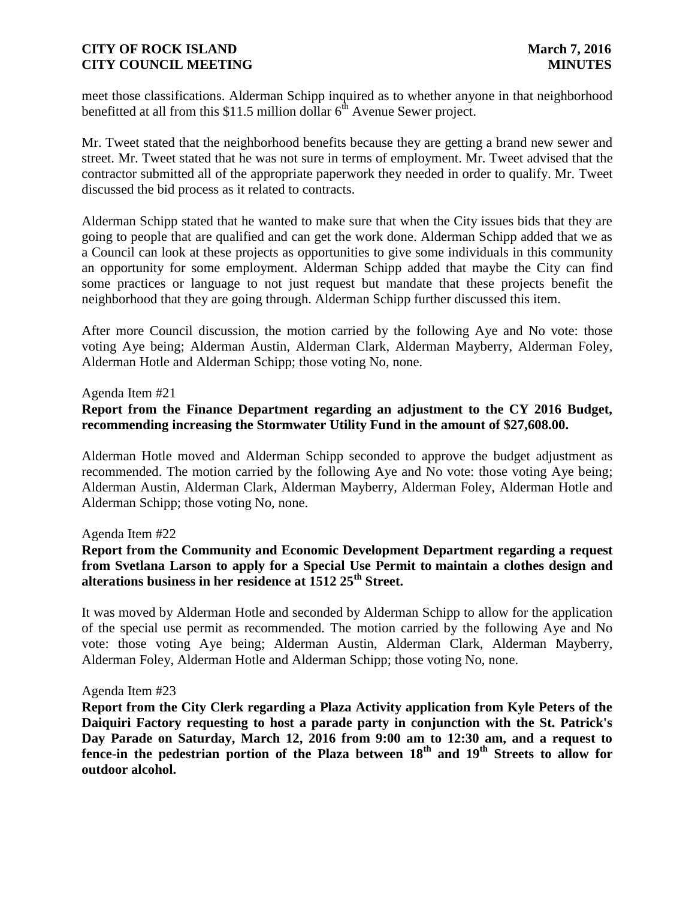meet those classifications. Alderman Schipp inquired as to whether anyone in that neighborhood benefitted at all from this $11.5 million dollar 6th Avenue Sewer project.

Mr. Tweet stated that the neighborhood benefits because they are getting a brand new sewer and street. Mr. Tweet stated that he was not sure in terms of employment. Mr. Tweet advised that the contractor submitted all of the appropriate paperwork they needed in order to qualify. Mr. Tweet discussed the bid process as it related to contracts.

Alderman Schipp stated that he wanted to make sure that when the City issues bids that they are going to people that are qualified and can get the work done. Alderman Schipp added that we as a Council can look at these projects as opportunities to give some individuals in this community an opportunity for some employment. Alderman Schipp added that maybe the City can find some practices or language to not just request but mandate that these projects benefit the neighborhood that they are going through. Alderman Schipp further discussed this item.

After more Council discussion, the motion carried by the following Aye and No vote: those voting Aye being; Alderman Austin, Alderman Clark, Alderman Mayberry, Alderman Foley, Alderman Hotle and Alderman Schipp; those voting No, none.

Agenda Item #21

**Report from the Finance Department regarding an adjustment to the CY 2016 Budget, recommending increasing the Stormwater Utility Fund in the amount of $27,608.00.**

Alderman Hotle moved and Alderman Schipp seconded to approve the budget adjustment as recommended. The motion carried by the following Aye and No vote: those voting Aye being; Alderman Austin, Alderman Clark, Alderman Mayberry, Alderman Foley, Alderman Hotle and Alderman Schipp; those voting No, none.

Agenda Item #22

**Report from the Community and Economic Development Department regarding a request from Svetlana Larson to apply for a Special Use Permit to maintain a clothes design and alterations business in her residence at 1512 25th Street.**

It was moved by Alderman Hotle and seconded by Alderman Schipp to allow for the application of the special use permit as recommended. The motion carried by the following Aye and No vote: those voting Aye being; Alderman Austin, Alderman Clark, Alderman Mayberry, Alderman Foley, Alderman Hotle and Alderman Schipp; those voting No, none.

Agenda Item #23

**Report from the City Clerk regarding a Plaza Activity application from Kyle Peters of the Daiquiri Factory requesting to host a parade party in conjunction with the St. Patrick's Day Parade on Saturday, March 12, 2016 from 9:00 am to 12:30 am, and a request to fence-in the pedestrian portion of the Plaza between 18th and 19th Streets to allow for outdoor alcohol.**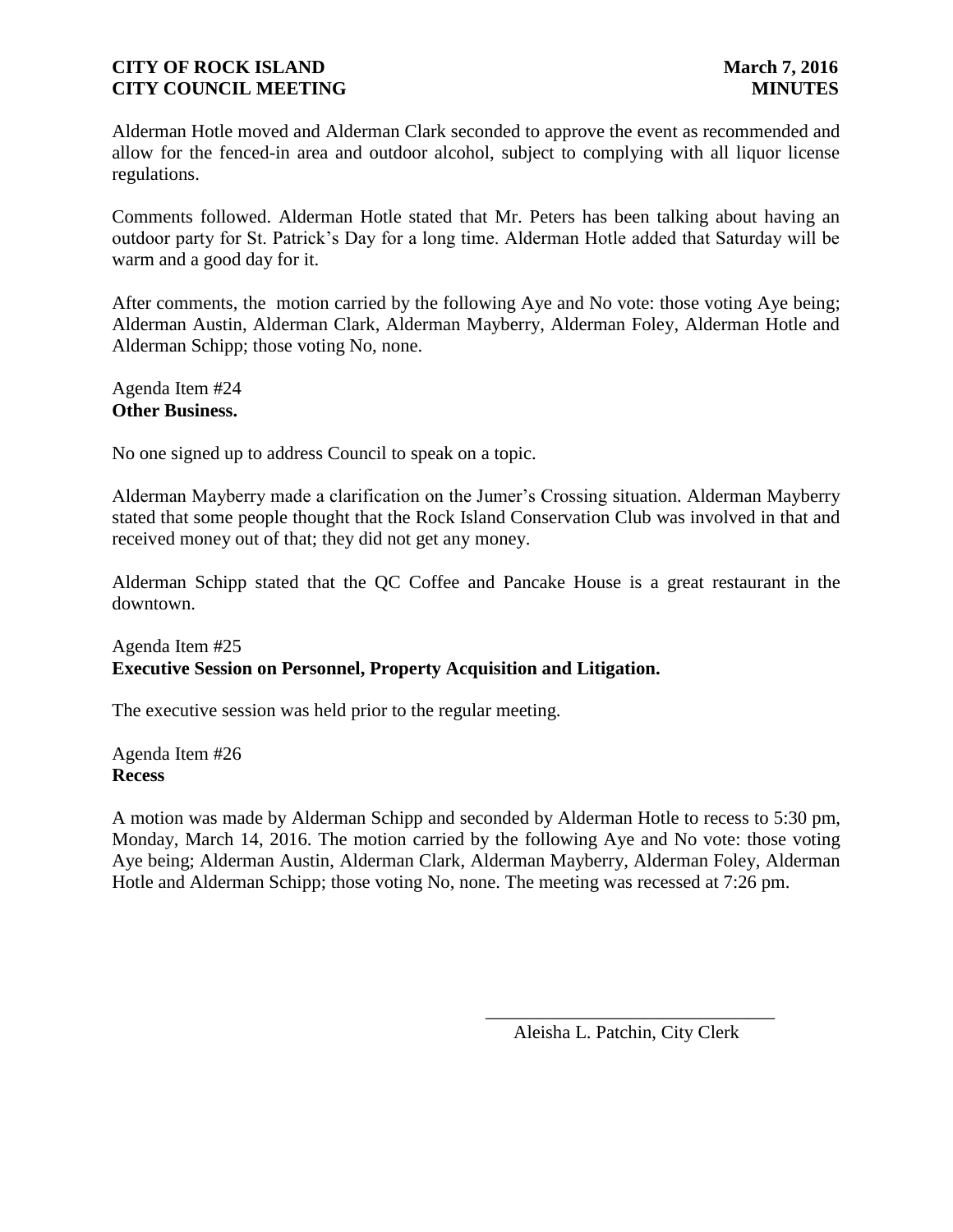Alderman Hotle moved and Alderman Clark seconded to approve the event as recommended and allow for the fenced-in area and outdoor alcohol, subject to complying with all liquor license regulations.

Comments followed. Alderman Hotle stated that Mr. Peters has been talking about having an outdoor party for St. Patrick's Day for a long time. Alderman Hotle added that Saturday will be warm and a good day for it.

After comments, the motion carried by the following Aye and No vote: those voting Aye being; Alderman Austin, Alderman Clark, Alderman Mayberry, Alderman Foley, Alderman Hotle and Alderman Schipp; those voting No, none.

Agenda Item #24
**Other Business.**

No one signed up to address Council to speak on a topic.

Alderman Mayberry made a clarification on the Jumer's Crossing situation. Alderman Mayberry stated that some people thought that the Rock Island Conservation Club was involved in that and received money out of that; they did not get any money.

Alderman Schipp stated that the QC Coffee and Pancake House is a great restaurant in the downtown.

Agenda Item #25
**Executive Session on Personnel, Property Acquisition and Litigation.**

The executive session was held prior to the regular meeting.

Agenda Item #26
**Recess**

A motion was made by Alderman Schipp and seconded by Alderman Hotle to recess to 5:30 pm, Monday, March 14, 2016. The motion carried by the following Aye and No vote: those voting Aye being; Alderman Austin, Alderman Clark, Alderman Mayberry, Alderman Foley, Alderman Hotle and Alderman Schipp; those voting No, none. The meeting was recessed at 7:26 pm.

\_\_\_\_\_\_\_\_\_\_\_\_\_\_\_\_\_\_\_\_\_\_\_\_\_\_\_\_\_\_\_\_

Aleisha L. Patchin, City Clerk